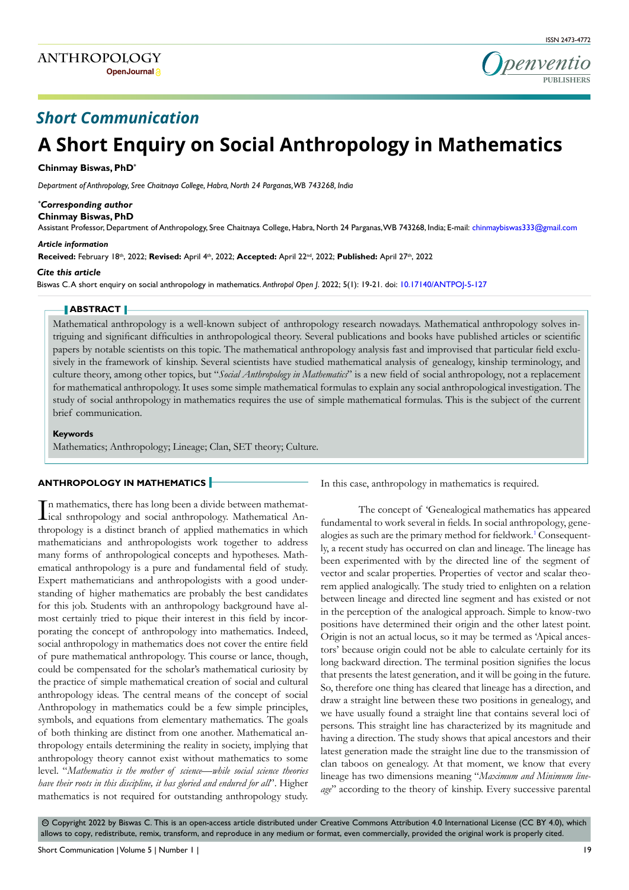## Short Communication

# A Short Enquiry on Social Anthropology in Mathematics

**Chinmay Biswas, PhD***

*Department of Anthropology, Sree Chaitnaya College, Habra, North 24 Parganas, WB 743268, India*

***Corresponding author***
**Chinmay Biswas, PhD**
Assistant Professor, Department of Anthropology, Sree Chaitnaya College, Habra, North 24 Parganas, WB 743268, India; E-mail: chinmaybiswas333@gmail.com

***Article information***
**Received:** February 18th, 2022; **Revised:** April 4th, 2022; **Accepted:** April 22nd, 2022; **Published:** April 27th, 2022

***Cite this article***
Biswas C. A short enquiry on social anthropology in mathematics. *Anthropol Open J*. 2022; 5(1): 19-21. doi: 10.17140/ANTPOJ-5-127

## ABSTRACT

Mathematical anthropology is a well-known subject of anthropology research nowadays. Mathematical anthropology solves intriguing and significant difficulties in anthropological theory. Several publications and books have published articles or scientific papers by notable scientists on this topic. The mathematical anthropology analysis fast and improved that particular field exclusively in the framework of kinship. Several scientists have studied mathematical analysis of genealogy, kinship terminology, and culture theory, among other topics, but "*Social Anthropology in Mathematics*" is a new field of social anthropology, not a replacement for mathematical anthropology. It uses some simple mathematical formulas to explain any social anthropological investigation. The study of social anthropology in mathematics requires the use of simple mathematical formulas. This is the subject of the current brief communication.

**Keywords**
Mathematics; Anthropology; Lineage; Clan, SET theory; Culture.

## ANTHROPOLOGY IN MATHEMATICS

In mathematics, there has long been a divide between mathematical snthropology and social anthropology. Mathematical Anthropology is a distinct branch of applied mathematics in which mathematicians and anthropologists work together to address many forms of anthropological concepts and hypotheses. Mathematical anthropology is a pure and fundamental field of study. Expert mathematicians and anthropologists with a good understanding of higher mathematics are probably the best candidates for this job. Students with an anthropology background have almost certainly tried to pique their interest in this field by incorporating the concept of anthropology into mathematics. Indeed, social anthropology in mathematics does not cover the entire field of pure mathematical anthropology. This course or lance, though, could be compensated for the scholar's mathematical curiosity by the practice of simple mathematical creation of social and cultural anthropology ideas. The central means of the concept of social Anthropology in mathematics could be a few simple principles, symbols, and equations from elementary mathematics. The goals of both thinking are distinct from one another. Mathematical anthropology entails determining the reality in society, implying that anthropology theory cannot exist without mathematics to some level. "*Mathematics is the mother of science—while social science theories have their roots in this discipline, it has gloried and endured for all*". Higher mathematics is not required for outstanding anthropology study. In this case, anthropology in mathematics is required.

The concept of 'Genealogical mathematics has appeared fundamental to work several in fields. In social anthropology, genealogies as such are the primary method for fieldwork.[1] Consequently, a recent study has occurred on clan and lineage. The lineage has been experimented with by the directed line of the segment of vector and scalar properties. Properties of vector and scalar theorem applied analogically. The study tried to enlighten on a relation between lineage and directed line segment and has existed or not in the perception of the analogical approach. Simple to know-two positions have determined their origin and the other latest point. Origin is not an actual locus, so it may be termed as 'Apical ancestors' because origin could not be able to calculate certainly for its long backward direction. The terminal position signifies the locus that presents the latest generation, and it will be going in the future. So, therefore one thing has cleared that lineage has a direction, and draw a straight line between these two positions in genealogy, and we have usually found a straight line that contains several loci of persons. This straight line has characterized by its magnitude and having a direction. The study shows that apical ancestors and their latest generation made the straight line due to the transmission of clan taboos on genealogy. At that moment, we know that every lineage has two dimensions meaning "*Maximum and Minimum lineage*" according to the theory of kinship. Every successive parental

© Copyright 2022 by Biswas C. This is an open-access article distributed under Creative Commons Attribution 4.0 International License (CC BY 4.0), which allows to copy, redistribute, remix, transform, and reproduce in any medium or format, even commercially, provided the original work is properly cited.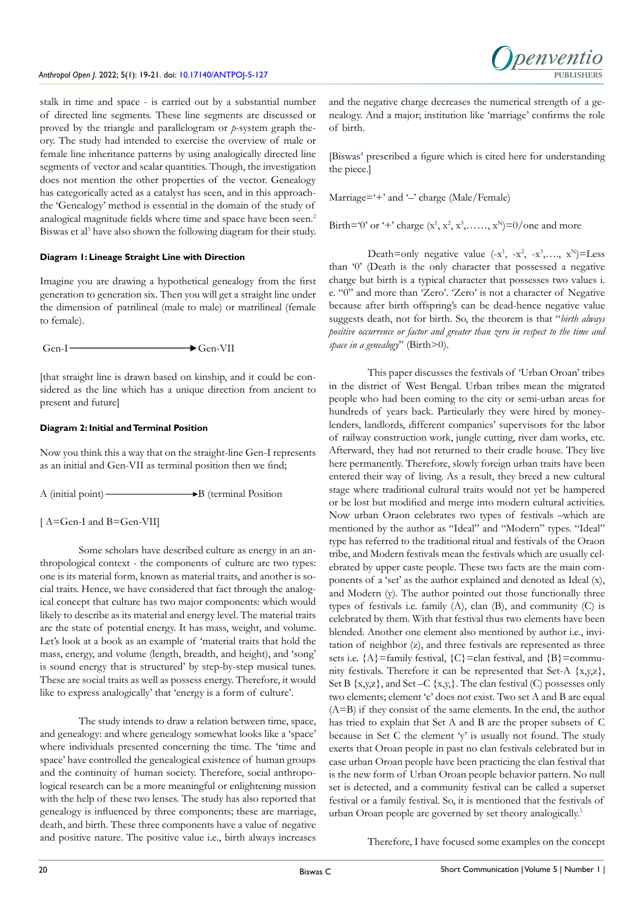stalk in time and space - is carried out by a substantial number of directed line segments. These line segments are discussed or proved by the triangle and parallelogram or *p*-system graph theory. The study had intended to exercise the overview of male or female line inheritance patterns by using analogically directed line segments of vector and scalar quantities. Though, the investigation does not mention the other properties of the vector. Genealogy has categorically acted as a catalyst has seen, and in this approach-the 'Genealogy' method is essential in the domain of the study of analogical magnitude fields where time and space have been seen.[2] Biswas et al[3] have also shown the following diagram for their study.

**Diagram 1: Lineage Straight Line with Direction**

Imagine you are drawing a hypothetical genealogy from the first generation to generation six. Then you will get a straight line under the dimension of patrilineal (male to male) or matrilineal (female to female).

Gen-I ——————————→ Gen-VII

[that straight line is drawn based on kinship, and it could be considered as the line which has a unique direction from ancient to present and future]

**Diagram 2: Initial and Terminal Position**

Now you think this a way that on the straight-line Gen-I represents as an initial and Gen-VII as terminal position then we find;

A (initial point) ——————————→ B (terminal Position

[ A=Gen-I and B=Gen-VII]

Some scholars have described culture as energy in an anthropological context - the components of culture are two types: one is its material form, known as material traits, and another is social traits. Hence, we have considered that fact through the analogical concept that culture has two major components: which would likely to describe as its material and energy level. The material traits are the state of potential energy. It has mass, weight, and volume. Let's look at a book as an example of 'material traits that hold the mass, energy, and volume (length, breadth, and height), and 'song' is sound energy that is structured' by step-by-step musical tunes. These are social traits as well as possess energy. Therefore, it would like to express analogically' that 'energy is a form of culture'.

The study intends to draw a relation between time, space, and genealogy: and where genealogy somewhat looks like a 'space' where individuals presented concerning the time. The 'time and space' have controlled the genealogical existence of human groups and the continuity of human society. Therefore, social anthropological research can be a more meaningful or enlightening mission with the help of these two lenses. The study has also reported that genealogy is influenced by three components; these are marriage, death, and birth. These three components have a value of negative and positive nature. The positive value i.e., birth always increases and the negative charge decreases the numerical strength of a genealogy. And a major; institution like 'marriage' confirms the role of birth.

[Biswas[4] prescribed a figure which is cited here for understanding the piece.]

Marriage='+' and '–' charge (Male/Female)

Birth='0' or '+' charge ($x^1$, $x^2$, $x^3$,……, $x^N$)=0/one and more

Death=only negative value ($-x^1$, $-x^2$, $-x^3$,…., $x^N$)=Less than '0' (Death is the only character that possessed a negative charge but birth is a typical character that possesses two values i. e. "0" and more than 'Zero'. 'Zero' is not a character of Negative because after birth offspring's can be dead-hence negative value suggests death, not for birth. So, the theorem is that "*birth always positive occurrence or factor and greater than zero in respect to the time and space in a genealogy*" (Birth>0).

This paper discusses the festivals of 'Urban Oroan' tribes in the district of West Bengal. Urban tribes mean the migrated people who had been coming to the city or semi-urban areas for hundreds of years back. Particularly they were hired by moneylenders, landlords, different companies' supervisors for the labor of railway construction work, jungle cutting, river dam works, etc. Afterward, they had not returned to their cradle house. They live here permanently. Therefore, slowly foreign urban traits have been entered their way of living. As a result, they breed a new cultural stage where traditional cultural traits would not yet be hampered or be lost but modified and merge into modern cultural activities. Now urban Oraon celebrates two types of festivals –which are mentioned by the author as "Ideal" and "Modern" types. "Ideal" type has referred to the traditional ritual and festivals of the Oraon tribe, and Modern festivals mean the festivals which are usually celebrated by upper caste people. These two facts are the main components of a 'set' as the author explained and denoted as Ideal (x), and Modern (y). The author pointed out those functionally three types of festivals i.e. family (A), clan (B), and community (C) is celebrated by them. With that festival thus two elements have been blended. Another one element also mentioned by author i.e., invitation of neighbor (z), and three festivals are represented as three sets i.e. {A}=family festival, {C}=clan festival, and {B}=community festivals. Therefore it can be represented that Set-A {x,y,z}, Set B {x,y,z}, and Set –C {x,y,}. The clan festival (C) possesses only two elements; element 'c' does not exist. Two set A and B are equal (A=B) if they consist of the same elements. In the end, the author has tried to explain that Set A and B are the proper subsets of C because in Set C the element 'y' is usually not found. The study exerts that Oroan people in past no clan festivals celebrated but in case urban Oroan people have been practicing the clan festival that is the new form of Urban Oroan people behavior pattern. No null set is detected, and a community festival can be called a superset festival or a family festival. So, it is mentioned that the festivals of urban Oroan people are governed by set theory analogically.[5]

Therefore, I have focused some examples on the concept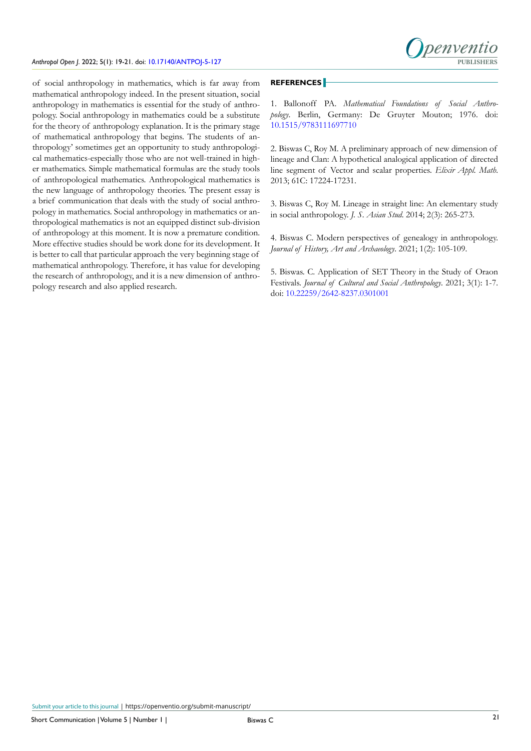of social anthropology in mathematics, which is far away from mathematical anthropology indeed. In the present situation, social anthropology in mathematics is essential for the study of anthropology. Social anthropology in mathematics could be a substitute for the theory of anthropology explanation. It is the primary stage of mathematical anthropology that begins. The students of anthropology' sometimes get an opportunity to study anthropological mathematics-especially those who are not well-trained in higher mathematics. Simple mathematical formulas are the study tools of anthropological mathematics. Anthropological mathematics is the new language of anthropology theories. The present essay is a brief communication that deals with the study of social anthropology in mathematics. Social anthropology in mathematics or anthropological mathematics is not an equipped distinct sub-division of anthropology at this moment. It is now a premature condition. More effective studies should be work done for its development. It is better to call that particular approach the very beginning stage of mathematical anthropology. Therefore, it has value for developing the research of anthropology, and it is a new dimension of anthropology research and also applied research.

## REFERENCES

1. Ballonoff PA. *Mathematical Foundations of Social Anthropology*. Berlin, Germany: De Gruyter Mouton; 1976. doi: 10.1515/9783111697710

2. Biswas C, Roy M. A preliminary approach of new dimension of lineage and Clan: A hypothetical analogical application of directed line segment of Vector and scalar properties. *Elixir Appl. Math*. 2013; 61C: 17224-17231.

3. Biswas C, Roy M. Lineage in straight line: An elementary study in social anthropology. *J. S. Asian Stud*. 2014; 2(3): 265-273.

4. Biswas C. Modern perspectives of genealogy in anthropology. *Journal of History, Art and Archaeology*. 2021; 1(2): 105-109.

5. Biswas. C. Application of SET Theory in the Study of Oraon Festivals. *Journal of Cultural and Social Anthropology*. 2021; 3(1): 1-7. doi: 10.22259/2642-8237.0301001